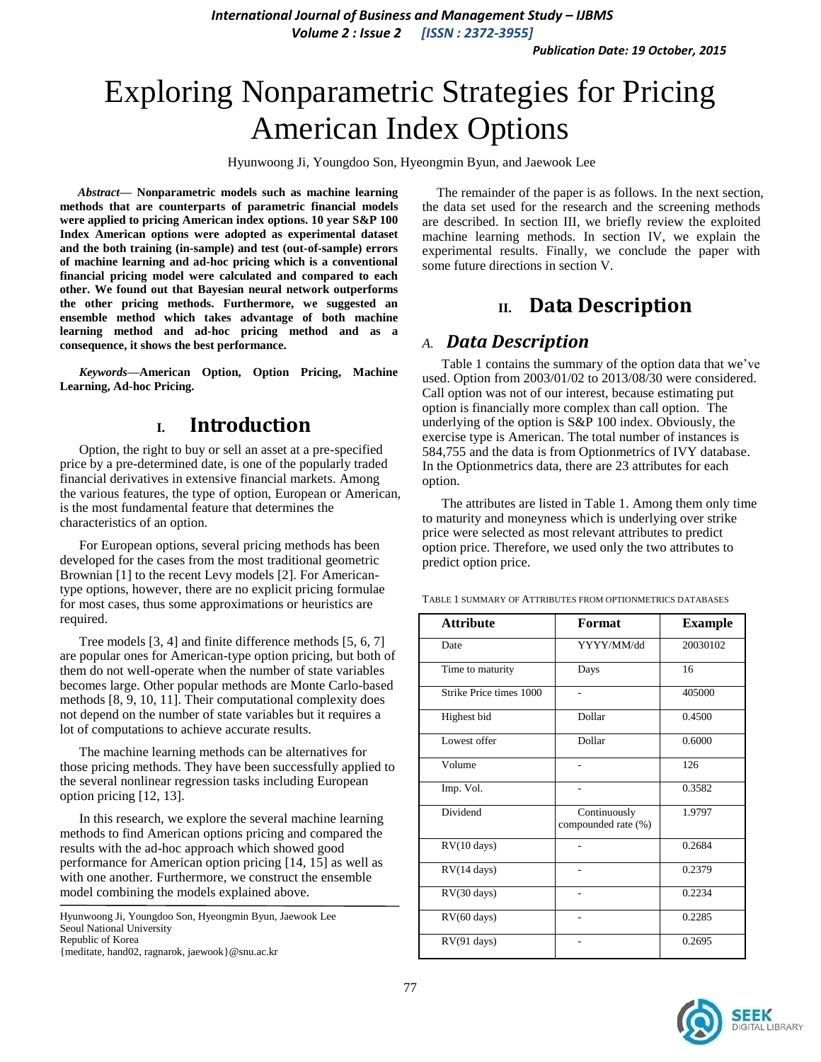# Exploring Nonparametric Strategies for Pricing American Index Options

Hyunwoong Ji, Youngdoo Son, Hyeongmin Byun, and Jaewook Lee

***Abstract*— Nonparametric models such as machine learning methods that are counterparts of parametric financial models were applied to pricing American index options. 10 year S&P 100 Index American options were adopted as experimental dataset and the both training (in-sample) and test (out-of-sample) errors of machine learning and ad-hoc pricing which is a conventional financial pricing model were calculated and compared to each other. We found out that Bayesian neural network outperforms the other pricing methods. Furthermore, we suggested an ensemble method which takes advantage of both machine learning method and ad-hoc pricing method and as a consequence, it shows the best performance.**

***Keywords*—American Option, Option Pricing, Machine Learning, Ad-hoc Pricing.**

## I. Introduction

Option, the right to buy or sell an asset at a pre-specified price by a pre-determined date, is one of the popularly traded financial derivatives in extensive financial markets. Among the various features, the type of option, European or American, is the most fundamental feature that determines the characteristics of an option.

For European options, several pricing methods has been developed for the cases from the most traditional geometric Brownian [1] to the recent Levy models [2]. For American-type options, however, there are no explicit pricing formulae for most cases, thus some approximations or heuristics are required.

Tree models [3, 4] and finite difference methods [5, 6, 7] are popular ones for American-type option pricing, but both of them do not well-operate when the number of state variables becomes large. Other popular methods are Monte Carlo-based methods [8, 9, 10, 11]. Their computational complexity does not depend on the number of state variables but it requires a lot of computations to achieve accurate results.

The machine learning methods can be alternatives for those pricing methods. They have been successfully applied to the several nonlinear regression tasks including European option pricing [12, 13].

In this research, we explore the several machine learning methods to find American options pricing and compared the results with the ad-hoc approach which showed good performance for American option pricing [14, 15] as well as with one another. Furthermore, we construct the ensemble model combining the models explained above.

Hyunwoong Ji, Youngdoo Son, Hyeongmin Byun, Jaewook Lee
Seoul National University
Republic of Korea
{meditate, hand02, ragnarok, jaewook}@snu.ac.kr

The remainder of the paper is as follows. In the next section, the data set used for the research and the screening methods are described. In section III, we briefly review the exploited machine learning methods. In section IV, we explain the experimental results. Finally, we conclude the paper with some future directions in section V.

## II. Data Description

### A. *Data Description*

Table 1 contains the summary of the option data that we've used. Option from 2003/01/02 to 2013/08/30 were considered. Call option was not of our interest, because estimating put option is financially more complex than call option. The underlying of the option is S&P 100 index. Obviously, the exercise type is American. The total number of instances is 584,755 and the data is from Optionmetrics of IVY database. In the Optionmetrics data, there are 23 attributes for each option.

The attributes are listed in Table 1. Among them only time to maturity and moneyness which is underlying over strike price were selected as most relevant attributes to predict option price. Therefore, we used only the two attributes to predict option price.

TABLE 1 SUMMARY OF ATTRIBUTES FROM OPTIONMETRICS DATABASES

| Attribute | Format | Example |
|---|---|---|
| Date | YYYY/MM/dd | 20030102 |
| Time to maturity | Days | 16 |
| Strike Price times 1000 | - | 405000 |
| Highest bid | Dollar | 0.4500 |
| Lowest offer | Dollar | 0.6000 |
| Volume | - | 126 |
| Imp. Vol. | - | 0.3582 |
| Dividend | Continuously compounded rate (%) | 1.9797 |
| RV(10 days) | - | 0.2684 |
| RV(14 days) | - | 0.2379 |
| RV(30 days) | - | 0.2234 |
| RV(60 days) | - | 0.2285 |
| RV(91 days) | - | 0.2695 |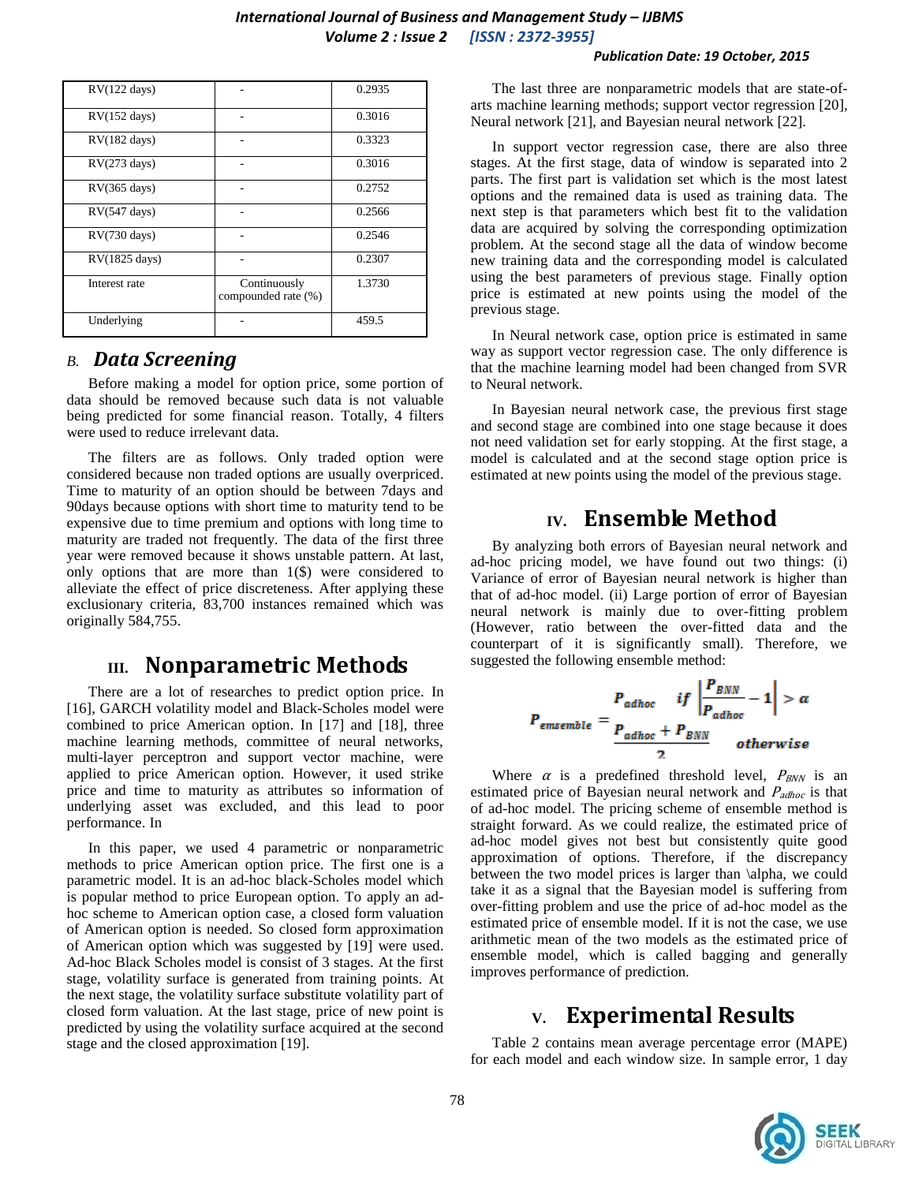| RV(122 days) | - | 0.2935 |
|---|---|---|
| RV(152 days) | - | 0.3016 |
| RV(182 days) | - | 0.3323 |
| RV(273 days) | - | 0.3016 |
| RV(365 days) | - | 0.2752 |
| RV(547 days) | - | 0.2566 |
| RV(730 days) | - | 0.2546 |
| RV(1825 days) | - | 0.2307 |
| Interest rate | Continuously compounded rate (%) | 1.3730 |
| Underlying | - | 459.5 |

### *B. Data Screening*

Before making a model for option price, some portion of data should be removed because such data is not valuable being predicted for some financial reason. Totally, 4 filters were used to reduce irrelevant data.

The filters are as follows. Only traded option were considered because non traded options are usually overpriced. Time to maturity of an option should be between 7days and 90days because options with short time to maturity tend to be expensive due to time premium and options with long time to maturity are traded not frequently. The data of the first three year were removed because it shows unstable pattern. At last, only options that are more than 1($) were considered to alleviate the effect of price discreteness. After applying these exclusionary criteria, 83,700 instances remained which was originally 584,755.

## III. Nonparametric Methods

There are a lot of researches to predict option price. In [16], GARCH volatility model and Black-Scholes model were combined to price American option. In [17] and [18], three machine learning methods, committee of neural networks, multi-layer perceptron and support vector machine, were applied to price American option. However, it used strike price and time to maturity as attributes so information of underlying asset was excluded, and this lead to poor performance. In

In this paper, we used 4 parametric or nonparametric methods to price American option price. The first one is a parametric model. It is an ad-hoc black-Scholes model which is popular method to price European option. To apply an ad-hoc scheme to American option case, a closed form valuation of American option is needed. So closed form approximation of American option which was suggested by [19] were used. Ad-hoc Black Scholes model is consist of 3 stages. At the first stage, volatility surface is generated from training points. At the next stage, the volatility surface substitute volatility part of closed form valuation. At the last stage, price of new point is predicted by using the volatility surface acquired at the second stage and the closed approximation [19].

The last three are nonparametric models that are state-of-arts machine learning methods; support vector regression [20], Neural network [21], and Bayesian neural network [22].

In support vector regression case, there are also three stages. At the first stage, data of window is separated into 2 parts. The first part is validation set which is the most latest options and the remained data is used as training data. The next step is that parameters which best fit to the validation data are acquired by solving the corresponding optimization problem. At the second stage all the data of window become new training data and the corresponding model is calculated using the best parameters of previous stage. Finally option price is estimated at new points using the model of the previous stage.

In Neural network case, option price is estimated in same way as support vector regression case. The only difference is that the machine learning model had been changed from SVR to Neural network.

In Bayesian neural network case, the previous first stage and second stage are combined into one stage because it does not need validation set for early stopping. At the first stage, a model is calculated and at the second stage option price is estimated at new points using the model of the previous stage.

## IV. Ensemble Method

By analyzing both errors of Bayesian neural network and ad-hoc pricing model, we have found out two things: (i) Variance of error of Bayesian neural network is higher than that of ad-hoc model. (ii) Large portion of error of Bayesian neural network is mainly due to over-fitting problem (However, ratio between the over-fitted data and the counterpart of it is significantly small). Therefore, we suggested the following ensemble method:

$$P_{emsemble} = \begin{cases} P_{adhoc} & if \left| \dfrac{P_{BNN}}{P_{adhoc}} - 1 \right| > \alpha \\ \dfrac{P_{adhoc} + P_{BNN}}{2} & otherwise \end{cases}$$

Where $\alpha$ is a predefined threshold level, $P_{BNN}$ is an estimated price of Bayesian neural network and $P_{adhoc}$ is that of ad-hoc model. The pricing scheme of ensemble method is straight forward. As we could realize, the estimated price of ad-hoc model gives not best but consistently quite good approximation of options. Therefore, if the discrepancy between the two model prices is larger than \alpha, we could take it as a signal that the Bayesian model is suffering from over-fitting problem and use the price of ad-hoc model as the estimated price of ensemble model. If it is not the case, we use arithmetic mean of the two models as the estimated price of ensemble model, which is called bagging and generally improves performance of prediction.

## V. Experimental Results

Table 2 contains mean average percentage error (MAPE) for each model and each window size. In sample error, 1 day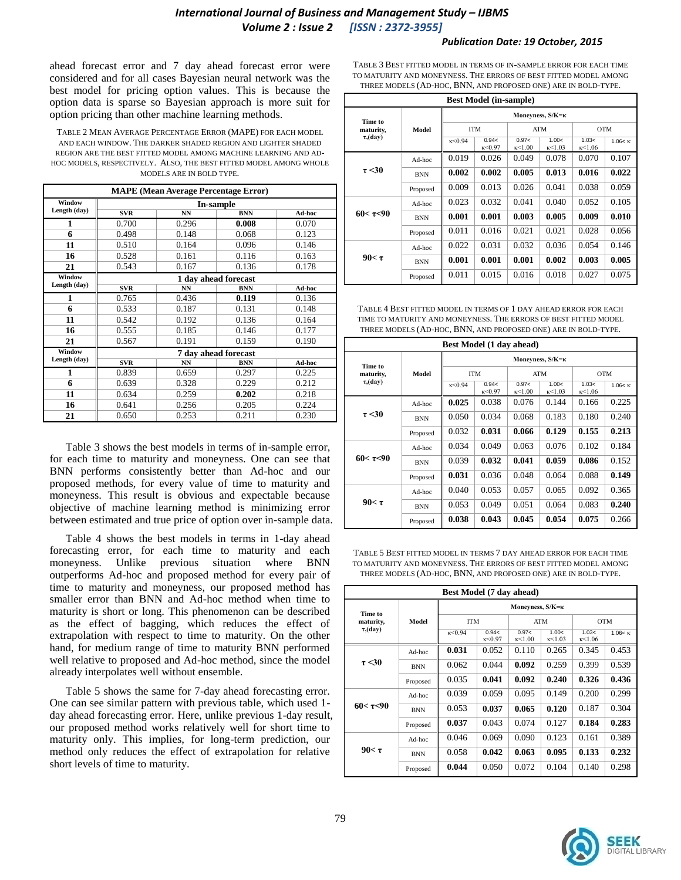ahead forecast error and 7 day ahead forecast error were considered and for all cases Bayesian neural network was the best model for pricing option values. This is because the option data is sparse so Bayesian approach is more suit for option pricing than other machine learning methods.

TABLE 2 MEAN AVERAGE PERCENTAGE ERROR (MAPE) FOR EACH MODEL AND EACH WINDOW. THE DARKER SHADED REGION AND LIGHTER SHADED REGION ARE THE BEST FITTED MODEL AMONG MACHINE LEARNING AND AD-HOC MODELS, RESPECTIVELY. ALSO, THE BEST FITTED MODEL AMONG WHOLE MODELS ARE IN BOLD TYPE.

| MAPE (Mean Average Percentage Error) | | | | |
|---|---|---|---|---|
| Window Length (day) | In-sample | | | |
| | SVR | NN | BNN | Ad-hoc |
| 1 | 0.700 | 0.296 | **0.008** | 0.070 |
| 6 | 0.498 | 0.148 | 0.068 | 0.123 |
| 11 | 0.510 | 0.164 | 0.096 | 0.146 |
| 16 | 0.528 | 0.161 | 0.116 | 0.163 |
| 21 | 0.543 | 0.167 | 0.136 | 0.178 |
| Window Length (day) | 1 day ahead forecast | | | |
| | SVR | NN | BNN | Ad-hoc |
| 1 | 0.765 | 0.436 | **0.119** | 0.136 |
| 6 | 0.533 | 0.187 | 0.131 | 0.148 |
| 11 | 0.542 | 0.192 | 0.136 | 0.164 |
| 16 | 0.555 | 0.185 | 0.146 | 0.177 |
| 21 | 0.567 | 0.191 | 0.159 | 0.190 |
| Window Length (day) | 7 day ahead forecast | | | |
| | SVR | NN | BNN | Ad-hoc |
| 1 | 0.839 | 0.659 | 0.297 | 0.225 |
| 6 | 0.639 | 0.328 | 0.229 | 0.212 |
| 11 | 0.634 | 0.259 | **0.202** | 0.218 |
| 16 | 0.641 | 0.256 | 0.205 | 0.224 |
| 21 | 0.650 | 0.253 | 0.211 | 0.230 |

Table 3 shows the best models in terms of in-sample error, for each time to maturity and moneyness. One can see that BNN performs consistently better than Ad-hoc and our proposed methods, for every value of time to maturity and moneyness. This result is obvious and expectable because objective of machine learning method is minimizing error between estimated and true price of option over in-sample data.

Table 4 shows the best models in terms in 1-day ahead forecasting error, for each time to maturity and each moneyness. Unlike previous situation where BNN outperforms Ad-hoc and proposed method for every pair of time to maturity and moneyness, our proposed method has smaller error than BNN and Ad-hoc method when time to maturity is short or long. This phenomenon can be described as the effect of bagging, which reduces the effect of extrapolation with respect to time to maturity. On the other hand, for medium range of time to maturity BNN performed well relative to proposed and Ad-hoc method, since the model already interpolates well without ensemble.

Table 5 shows the same for 7-day ahead forecasting error. One can see similar pattern with previous table, which used 1-day ahead forecasting error. Here, unlike previous 1-day result, our proposed method works relatively well for short time to maturity only. This implies, for long-term prediction, our method only reduces the effect of extrapolation for relative short levels of time to maturity.

TABLE 3 BEST FITTED MODEL IN TERMS OF IN-SAMPLE ERROR FOR EACH TIME TO MATURITY AND MONEYNESS. THE ERRORS OF BEST FITTED MODEL AMONG THREE MODELS (AD-HOC, BNN, AND PROPOSED ONE) ARE IN BOLD-TYPE.

| Best Model (in-sample) | | | | | | | |
|---|---|---|---|---|---|---|---|
| Time to maturity, $\tau$,(day) | Model | Moneyness, S/K=$\kappa$ | | | | | |
| | | ITM | | ATM | | OTM | |
| | | $\kappa$<0.94 | 0.94< $\kappa$<0.97 | 0.97< $\kappa$<1.00 | 1.00< $\kappa$<1.03 | 1.03< $\kappa$<1.06 | 1.06< $\kappa$ |
| $\tau$ <30 | Ad-hoc | 0.019 | 0.026 | 0.049 | 0.078 | 0.070 | 0.107 |
| | BNN | **0.002** | **0.002** | **0.005** | **0.013** | **0.016** | **0.022** |
| | Proposed | 0.009 | 0.013 | 0.026 | 0.041 | 0.038 | 0.059 |
| 60< $\tau$<90 | Ad-hoc | 0.023 | 0.032 | 0.041 | 0.040 | 0.052 | 0.105 |
| | BNN | **0.001** | **0.001** | **0.003** | **0.005** | **0.009** | **0.010** |
| | Proposed | 0.011 | 0.016 | 0.021 | 0.021 | 0.028 | 0.056 |
| 90< $\tau$ | Ad-hoc | 0.022 | 0.031 | 0.032 | 0.036 | 0.054 | 0.146 |
| | BNN | **0.001** | **0.001** | **0.001** | **0.002** | **0.003** | **0.005** |
| | Proposed | 0.011 | 0.015 | 0.016 | 0.018 | 0.027 | 0.075 |

TABLE 4 BEST FITTED MODEL IN TERMS OF 1 DAY AHEAD ERROR FOR EACH TIME TO MATURITY AND MONEYNESS. THE ERRORS OF BEST FITTED MODEL AMONG THREE MODELS (AD-HOC, BNN, AND PROPOSED ONE) ARE IN BOLD-TYPE.

| Best Model (1 day ahead) | | | | | | | |
|---|---|---|---|---|---|---|---|
| Time to maturity, $\tau$,(day) | Model | Moneyness, S/K=$\kappa$ | | | | | |
| | | ITM | | ATM | | OTM | |
| | | $\kappa$<0.94 | 0.94< $\kappa$<0.97 | 0.97< $\kappa$<1.00 | 1.00< $\kappa$<1.03 | 1.03< $\kappa$<1.06 | 1.06< $\kappa$ |
| $\tau$ <30 | Ad-hoc | **0.025** | 0.038 | 0.076 | 0.144 | 0.166 | 0.225 |
| | BNN | 0.050 | 0.034 | 0.068 | 0.183 | 0.180 | 0.240 |
| | Proposed | 0.032 | **0.031** | **0.066** | **0.129** | **0.155** | **0.213** |
| 60< $\tau$<90 | Ad-hoc | 0.034 | 0.049 | 0.063 | 0.076 | 0.102 | 0.184 |
| | BNN | 0.039 | **0.032** | **0.041** | **0.059** | **0.086** | 0.152 |
| | Proposed | **0.031** | 0.036 | 0.048 | 0.064 | 0.088 | **0.149** |
| 90< $\tau$ | Ad-hoc | 0.040 | 0.053 | 0.057 | 0.065 | 0.092 | 0.365 |
| | BNN | 0.053 | 0.049 | 0.051 | 0.064 | 0.083 | **0.240** |
| | Proposed | **0.038** | **0.043** | **0.045** | **0.054** | **0.075** | 0.266 |

TABLE 5 BEST FITTED MODEL IN TERMS 7 DAY AHEAD ERROR FOR EACH TIME TO MATURITY AND MONEYNESS. THE ERRORS OF BEST FITTED MODEL AMONG THREE MODELS (AD-HOC, BNN, AND PROPOSED ONE) ARE IN BOLD-TYPE.

| Best Model (7 day ahead) | | | | | | | |
|---|---|---|---|---|---|---|---|
| Time to maturity, $\tau$,(day) | Model | Moneyness, S/K=$\kappa$ | | | | | |
| | | ITM | | ATM | | OTM | |
| | | $\kappa$<0.94 | 0.94< $\kappa$<0.97 | 0.97< $\kappa$<1.00 | 1.00< $\kappa$<1.03 | 1.03< $\kappa$<1.06 | 1.06< $\kappa$ |
| $\tau$ <30 | Ad-hoc | **0.031** | 0.052 | 0.110 | 0.265 | 0.345 | 0.453 |
| | BNN | 0.062 | 0.044 | **0.092** | 0.259 | 0.399 | 0.539 |
| | Proposed | 0.035 | **0.041** | **0.092** | **0.240** | **0.326** | **0.436** |
| 60< $\tau$<90 | Ad-hoc | 0.039 | 0.059 | 0.095 | 0.149 | 0.200 | 0.299 |
| | BNN | 0.053 | **0.037** | **0.065** | **0.120** | 0.187 | 0.304 |
| | Proposed | **0.037** | 0.043 | 0.074 | 0.127 | **0.184** | **0.283** |
| 90< $\tau$ | Ad-hoc | 0.046 | 0.069 | 0.090 | 0.123 | 0.161 | 0.389 |
| | BNN | 0.058 | **0.042** | **0.063** | **0.095** | **0.133** | **0.232** |
| | Proposed | **0.044** | 0.050 | 0.072 | 0.104 | 0.140 | 0.298 |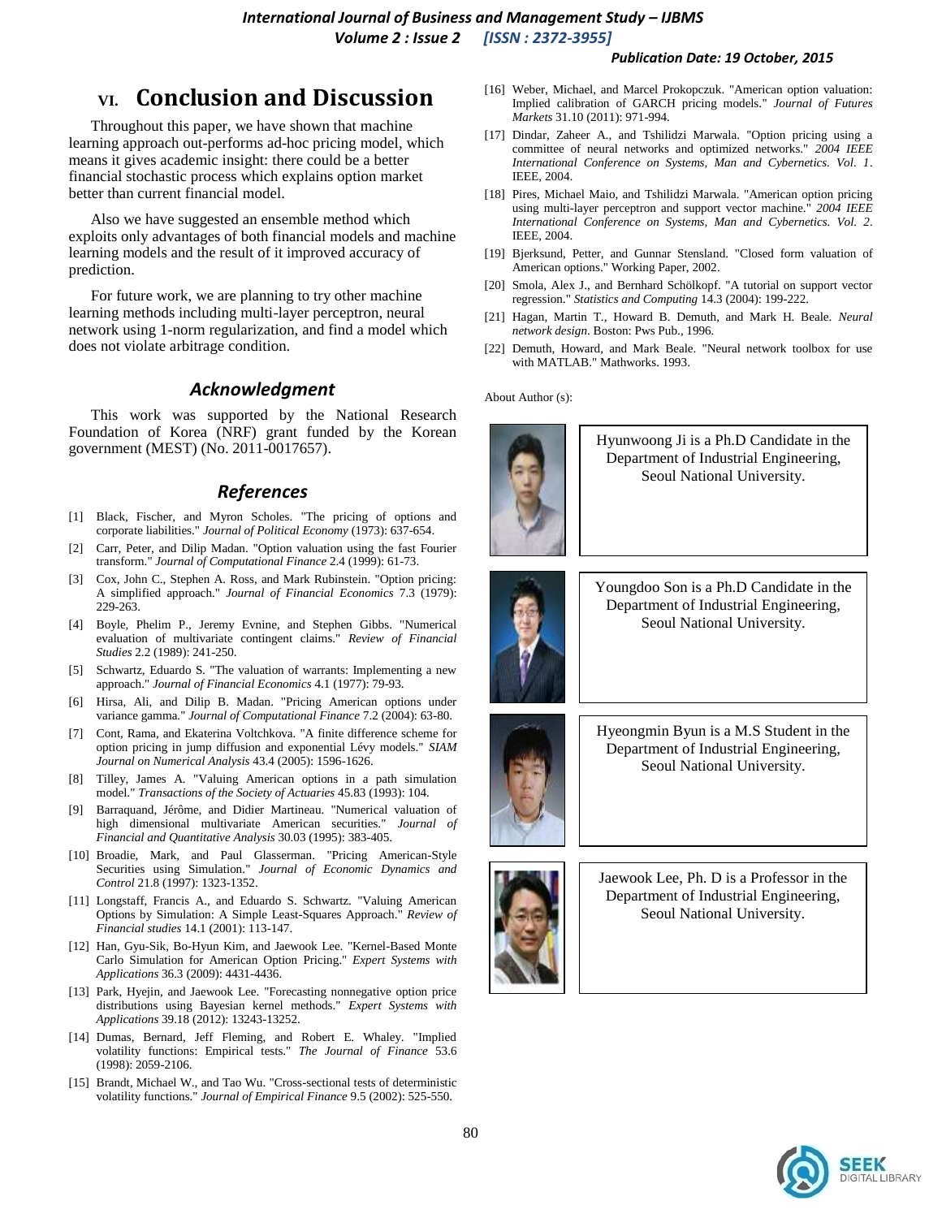## VI. Conclusion and Discussion

Throughout this paper, we have shown that machine learning approach out-performs ad-hoc pricing model, which means it gives academic insight: there could be a better financial stochastic process which explains option market better than current financial model.

Also we have suggested an ensemble method which exploits only advantages of both financial models and machine learning models and the result of it improved accuracy of prediction.

For future work, we are planning to try other machine learning methods including multi-layer perceptron, neural network using 1-norm regularization, and find a model which does not violate arbitrage condition.

## *Acknowledgment*

This work was supported by the National Research Foundation of Korea (NRF) grant funded by the Korean government (MEST) (No. 2011-0017657).

## *References*

[1] Black, Fischer, and Myron Scholes. "The pricing of options and corporate liabilities." *Journal of Political Economy* (1973): 637-654.

[2] Carr, Peter, and Dilip Madan. "Option valuation using the fast Fourier transform." *Journal of Computational Finance* 2.4 (1999): 61-73.

[3] Cox, John C., Stephen A. Ross, and Mark Rubinstein. "Option pricing: A simplified approach." *Journal of Financial Economics* 7.3 (1979): 229-263.

[4] Boyle, Phelim P., Jeremy Evnine, and Stephen Gibbs. "Numerical evaluation of multivariate contingent claims." *Review of Financial Studies* 2.2 (1989): 241-250.

[5] Schwartz, Eduardo S. "The valuation of warrants: Implementing a new approach." *Journal of Financial Economics* 4.1 (1977): 79-93.

[6] Hirsa, Ali, and Dilip B. Madan. "Pricing American options under variance gamma." *Journal of Computational Finance* 7.2 (2004): 63-80.

[7] Cont, Rama, and Ekaterina Voltchkova. "A finite difference scheme for option pricing in jump diffusion and exponential Lévy models." *SIAM Journal on Numerical Analysis* 43.4 (2005): 1596-1626.

[8] Tilley, James A. "Valuing American options in a path simulation model." *Transactions of the Society of Actuaries* 45.83 (1993): 104.

[9] Barraquand, Jérôme, and Didier Martineau. "Numerical valuation of high dimensional multivariate American securities." *Journal of Financial and Quantitative Analysis* 30.03 (1995): 383-405.

[10] Broadie, Mark, and Paul Glasserman. "Pricing American-Style Securities using Simulation." *Journal of Economic Dynamics and Control* 21.8 (1997): 1323-1352.

[11] Longstaff, Francis A., and Eduardo S. Schwartz. "Valuing American Options by Simulation: A Simple Least-Squares Approach." *Review of Financial studies* 14.1 (2001): 113-147.

[12] Han, Gyu-Sik, Bo-Hyun Kim, and Jaewook Lee. "Kernel-Based Monte Carlo Simulation for American Option Pricing." *Expert Systems with Applications* 36.3 (2009): 4431-4436.

[13] Park, Hyejin, and Jaewook Lee. "Forecasting nonnegative option price distributions using Bayesian kernel methods." *Expert Systems with Applications* 39.18 (2012): 13243-13252.

[14] Dumas, Bernard, Jeff Fleming, and Robert E. Whaley. "Implied volatility functions: Empirical tests." *The Journal of Finance* 53.6 (1998): 2059-2106.

[15] Brandt, Michael W., and Tao Wu. "Cross-sectional tests of deterministic volatility functions." *Journal of Empirical Finance* 9.5 (2002): 525-550.

[16] Weber, Michael, and Marcel Prokopczuk. "American option valuation: Implied calibration of GARCH pricing models." *Journal of Futures Markets* 31.10 (2011): 971-994.

[17] Dindar, Zaheer A., and Tshilidzi Marwala. "Option pricing using a committee of neural networks and optimized networks." *2004 IEEE International Conference on Systems, Man and Cybernetics. Vol. 1*. IEEE, 2004.

[18] Pires, Michael Maio, and Tshilidzi Marwala. "American option pricing using multi-layer perceptron and support vector machine." *2004 IEEE International Conference on Systems, Man and Cybernetics. Vol. 2*. IEEE, 2004.

[19] Bjerksund, Petter, and Gunnar Stensland. "Closed form valuation of American options." Working Paper, 2002.

[20] Smola, Alex J., and Bernhard Schölkopf. "A tutorial on support vector regression." *Statistics and Computing* 14.3 (2004): 199-222.

[21] Hagan, Martin T., Howard B. Demuth, and Mark H. Beale. *Neural network design*. Boston: Pws Pub., 1996.

[22] Demuth, Howard, and Mark Beale. "Neural network toolbox for use with MATLAB." Mathworks. 1993.

About Author (s):

Hyunwoong Ji is a Ph.D Candidate in the Department of Industrial Engineering, Seoul National University.

Youngdoo Son is a Ph.D Candidate in the Department of Industrial Engineering, Seoul National University.

Hyeongmin Byun is a M.S Student in the Department of Industrial Engineering, Seoul National University.

Jaewook Lee, Ph. D is a Professor in the Department of Industrial Engineering, Seoul National University.